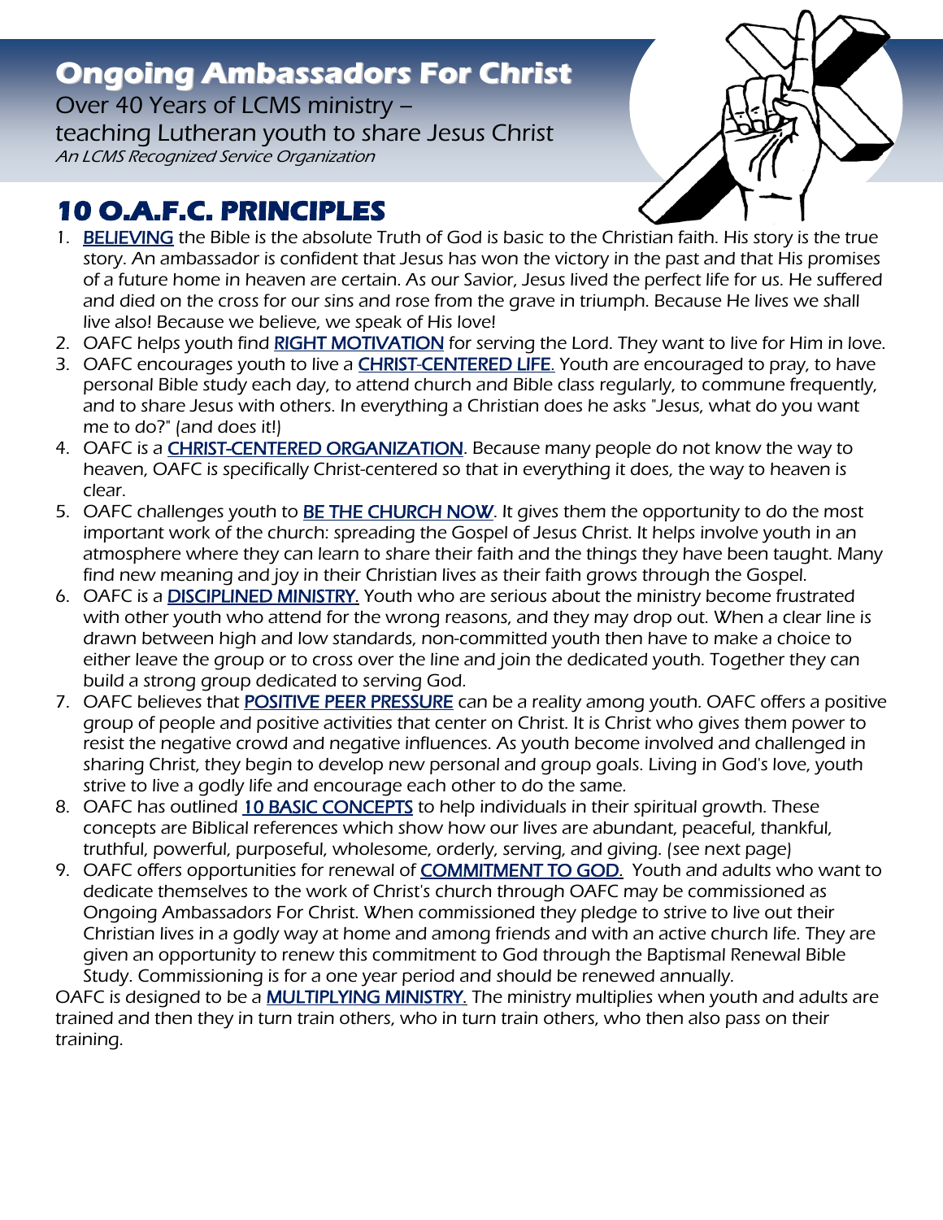# Ongoing Ambassadors For Christ

Over 40 Years of LCMS ministry –
teaching Lutheran youth to share Jesus Christ
*An LCMS Recognized Service Organization*

## 10 O.A.F.C. PRINCIPLES

1. BELIEVING the Bible is the absolute Truth of God is basic to the Christian faith. His story is the true story. An ambassador is confident that Jesus has won the victory in the past and that His promises of a future home in heaven are certain. As our Savior, Jesus lived the perfect life for us. He suffered and died on the cross for our sins and rose from the grave in triumph. Because He lives we shall live also! Because we believe, we speak of His love!
2. OAFC helps youth find RIGHT MOTIVATION for serving the Lord. They want to live for Him in love.
3. OAFC encourages youth to live a CHRIST-CENTERED LIFE. Youth are encouraged to pray, to have personal Bible study each day, to attend church and Bible class regularly, to commune frequently, and to share Jesus with others. In everything a Christian does he asks "Jesus, what do you want me to do?" (and does it!)
4. OAFC is a CHRIST-CENTERED ORGANIZATION. Because many people do not know the way to heaven, OAFC is specifically Christ-centered so that in everything it does, the way to heaven is clear.
5. OAFC challenges youth to BE THE CHURCH NOW. It gives them the opportunity to do the most important work of the church: spreading the Gospel of Jesus Christ. It helps involve youth in an atmosphere where they can learn to share their faith and the things they have been taught. Many find new meaning and joy in their Christian lives as their faith grows through the Gospel.
6. OAFC is a DISCIPLINED MINISTRY. Youth who are serious about the ministry become frustrated with other youth who attend for the wrong reasons, and they may drop out. When a clear line is drawn between high and low standards, non-committed youth then have to make a choice to either leave the group or to cross over the line and join the dedicated youth. Together they can build a strong group dedicated to serving God.
7. OAFC believes that POSITIVE PEER PRESSURE can be a reality among youth. OAFC offers a positive group of people and positive activities that center on Christ. It is Christ who gives them power to resist the negative crowd and negative influences. As youth become involved and challenged in sharing Christ, they begin to develop new personal and group goals. Living in God's love, youth strive to live a godly life and encourage each other to do the same.
8. OAFC has outlined 10 BASIC CONCEPTS to help individuals in their spiritual growth. These concepts are Biblical references which show how our lives are abundant, peaceful, thankful, truthful, powerful, purposeful, wholesome, orderly, serving, and giving. (see next page)
9. OAFC offers opportunities for renewal of COMMITMENT TO GOD. Youth and adults who want to dedicate themselves to the work of Christ's church through OAFC may be commissioned as Ongoing Ambassadors For Christ. When commissioned they pledge to strive to live out their Christian lives in a godly way at home and among friends and with an active church life. They are given an opportunity to renew this commitment to God through the Baptismal Renewal Bible Study. Commissioning is for a one year period and should be renewed annually.

OAFC is designed to be a MULTIPLYING MINISTRY. The ministry multiplies when youth and adults are trained and then they in turn train others, who in turn train others, who then also pass on their training.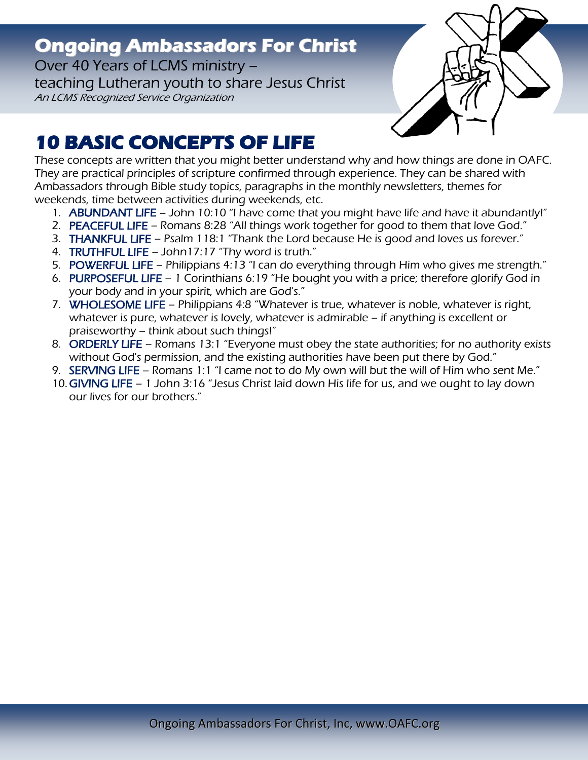# Ongoing Ambassadors For Christ

Over 40 Years of LCMS ministry –
teaching Lutheran youth to share Jesus Christ
*An LCMS Recognized Service Organization*

## 10 BASIC CONCEPTS OF LIFE

*These concepts are written that you might better understand why and how things are done in OAFC. They are practical principles of scripture confirmed through experience. They can be shared with Ambassadors through Bible study topics, paragraphs in the monthly newsletters, themes for weekends, time between activities during weekends, etc.*

1. ABUNDANT LIFE – *John 10:10 "I have come that you might have life and have it abundantly!"*
2. PEACEFUL LIFE – *Romans 8:28 "All things work together for good to them that love God."*
3. THANKFUL LIFE – *Psalm 118:1 "Thank the Lord because He is good and loves us forever."*
4. TRUTHFUL LIFE – *John17:17 "Thy word is truth."*
5. POWERFUL LIFE – *Philippians 4:13 "I can do everything through Him who gives me strength."*
6. PURPOSEFUL LIFE – *1 Corinthians 6:19 "He bought you with a price; therefore glorify God in your body and in your spirit, which are God's."*
7. WHOLESOME LIFE – *Philippians 4:8 "Whatever is true, whatever is noble, whatever is right, whatever is pure, whatever is lovely, whatever is admirable – if anything is excellent or praiseworthy – think about such things!"*
8. ORDERLY LIFE – *Romans 13:1 "Everyone must obey the state authorities; for no authority exists without God's permission, and the existing authorities have been put there by God."*
9. SERVING LIFE – *Romans 1:1 "I came not to do My own will but the will of Him who sent Me."*
10. GIVING LIFE – *1 John 3:16 "Jesus Christ laid down His life for us, and we ought to lay down our lives for our brothers."*

Ongoing Ambassadors For Christ, Inc, www.OAFC.org